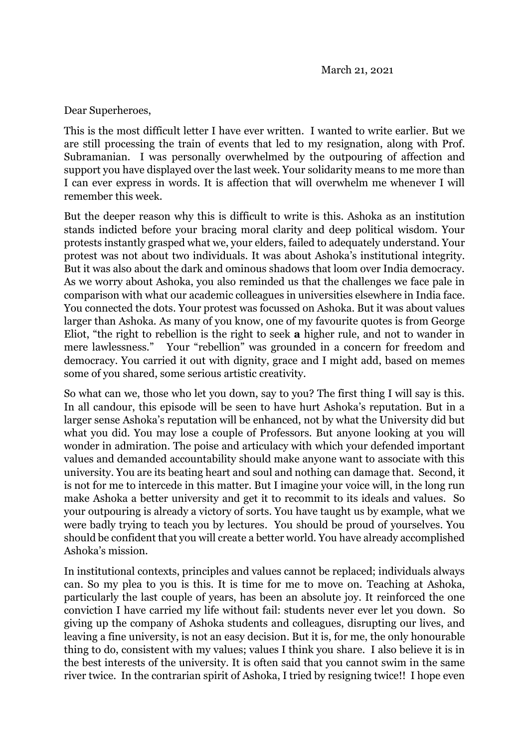March 21, 2021

Dear Superheroes,

This is the most difficult letter I have ever written. I wanted to write earlier. But we are still processing the train of events that led to my resignation, along with Prof. Subramanian. I was personally overwhelmed by the outpouring of affection and support you have displayed over the last week. Your solidarity means to me more than I can ever express in words. It is affection that will overwhelm me whenever I will remember this week.

But the deeper reason why this is difficult to write is this. Ashoka as an institution stands indicted before your bracing moral clarity and deep political wisdom. Your protests instantly grasped what we, your elders, failed to adequately understand. Your protest was not about two individuals. It was about Ashoka's institutional integrity. But it was also about the dark and ominous shadows that loom over India democracy. As we worry about Ashoka, you also reminded us that the challenges we face pale in comparison with what our academic colleagues in universities elsewhere in India face. You connected the dots. Your protest was focussed on Ashoka. But it was about values larger than Ashoka. As many of you know, one of my favourite quotes is from George Eliot, "the right to rebellion is the right to seek **a** higher rule, and not to wander in mere lawlessness." Your "rebellion" was grounded in a concern for freedom and democracy. You carried it out with dignity, grace and I might add, based on memes some of you shared, some serious artistic creativity.

So what can we, those who let you down, say to you? The first thing I will say is this. In all candour, this episode will be seen to have hurt Ashoka's reputation. But in a larger sense Ashoka's reputation will be enhanced, not by what the University did but what you did. You may lose a couple of Professors. But anyone looking at you will wonder in admiration. The poise and articulacy with which your defended important values and demanded accountability should make anyone want to associate with this university. You are its beating heart and soul and nothing can damage that. Second, it is not for me to intercede in this matter. But I imagine your voice will, in the long run make Ashoka a better university and get it to recommit to its ideals and values. So your outpouring is already a victory of sorts. You have taught us by example, what we were badly trying to teach you by lectures. You should be proud of yourselves. You should be confident that you will create a better world. You have already accomplished Ashoka's mission.

In institutional contexts, principles and values cannot be replaced; individuals always can. So my plea to you is this. It is time for me to move on. Teaching at Ashoka, particularly the last couple of years, has been an absolute joy. It reinforced the one conviction I have carried my life without fail: students never ever let you down. So giving up the company of Ashoka students and colleagues, disrupting our lives, and leaving a fine university, is not an easy decision. But it is, for me, the only honourable thing to do, consistent with my values; values I think you share. I also believe it is in the best interests of the university. It is often said that you cannot swim in the same river twice. In the contrarian spirit of Ashoka, I tried by resigning twice!! I hope even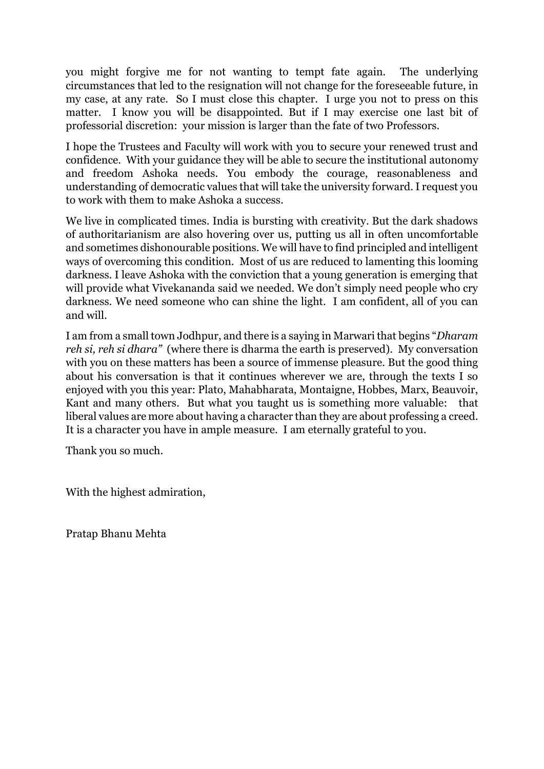you might forgive me for not wanting to tempt fate again. The underlying circumstances that led to the resignation will not change for the foreseeable future, in my case, at any rate. So I must close this chapter. I urge you not to press on this matter. I know you will be disappointed. But if I may exercise one last bit of professorial discretion: your mission is larger than the fate of two Professors.

I hope the Trustees and Faculty will work with you to secure your renewed trust and confidence. With your guidance they will be able to secure the institutional autonomy and freedom Ashoka needs. You embody the courage, reasonableness and understanding of democratic values that will take the university forward. I request you to work with them to make Ashoka a success.

We live in complicated times. India is bursting with creativity. But the dark shadows of authoritarianism are also hovering over us, putting us all in often uncomfortable and sometimes dishonourable positions. We will have to find principled and intelligent ways of overcoming this condition. Most of us are reduced to lamenting this looming darkness. I leave Ashoka with the conviction that a young generation is emerging that will provide what Vivekananda said we needed. We don't simply need people who cry darkness. We need someone who can shine the light. I am confident, all of you can and will.

I am from a small town Jodhpur, and there is a saying in Marwari that begins "*Dharam reh si, reh si dhara*" (where there is dharma the earth is preserved). My conversation with you on these matters has been a source of immense pleasure. But the good thing about his conversation is that it continues wherever we are, through the texts I so enjoyed with you this year: Plato, Mahabharata, Montaigne, Hobbes, Marx, Beauvoir, Kant and many others. But what you taught us is something more valuable: that liberal values are more about having a character than they are about professing a creed. It is a character you have in ample measure. I am eternally grateful to you.

Thank you so much.

With the highest admiration,

Pratap Bhanu Mehta